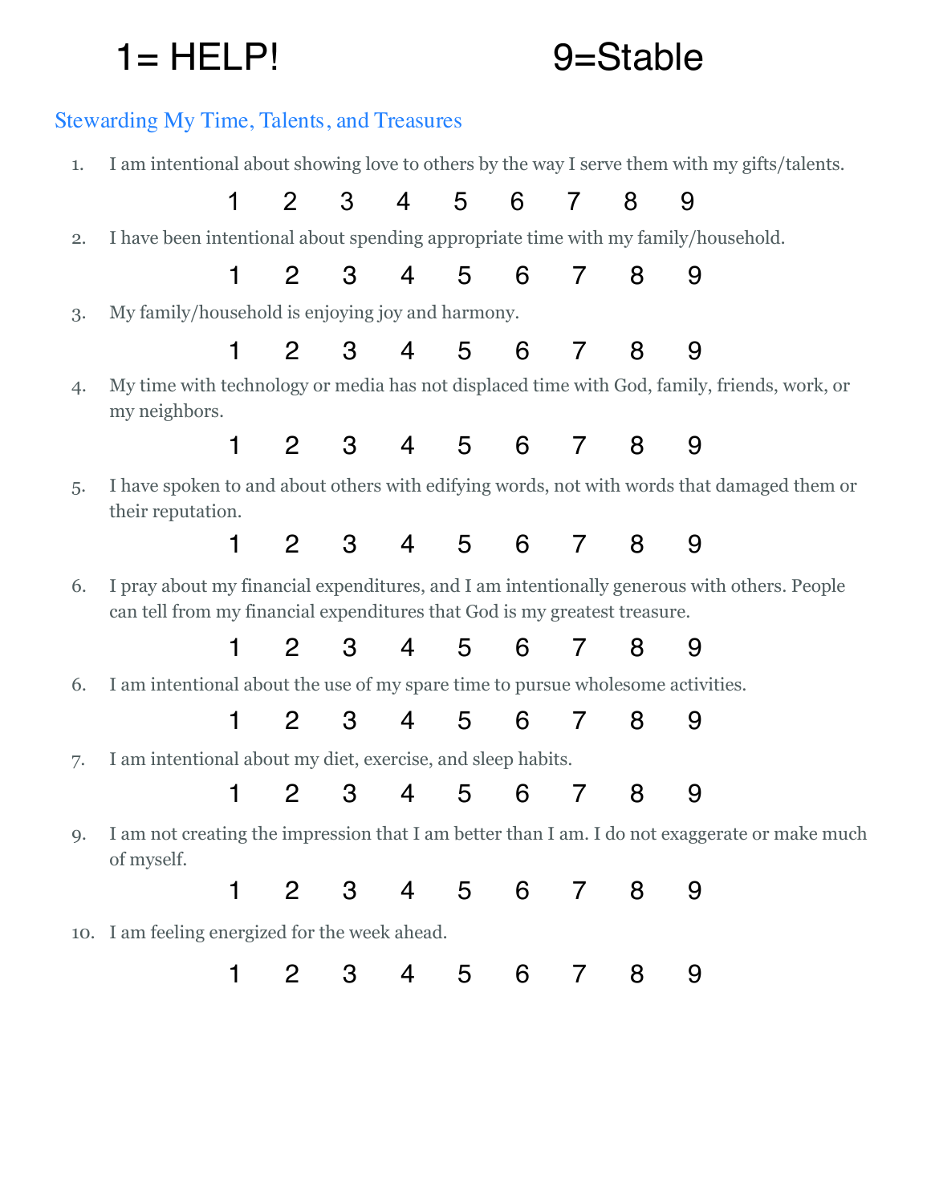1= HELP!                    9=Stable

## Stewarding My Time, Talents, and Treasures

1. I am intentional about showing love to others by the way I serve them with my gifts/talents.

   1   2   3   4   5   6   7   8   9

2. I have been intentional about spending appropriate time with my family/household.

   1   2   3   4   5   6   7   8   9

3. My family/household is enjoying joy and harmony.

   1   2   3   4   5   6   7   8   9

4. My time with technology or media has not displaced time with God, family, friends, work, or my neighbors.

   1   2   3   4   5   6   7   8   9

5. I have spoken to and about others with edifying words, not with words that damaged them or their reputation.

   1   2   3   4   5   6   7   8   9

6. I pray about my financial expenditures, and I am intentionally generous with others. People can tell from my financial expenditures that God is my greatest treasure.

   1   2   3   4   5   6   7   8   9

6. I am intentional about the use of my spare time to pursue wholesome activities.

   1   2   3   4   5   6   7   8   9

7. I am intentional about my diet, exercise, and sleep habits.

   1   2   3   4   5   6   7   8   9

9. I am not creating the impression that I am better than I am. I do not exaggerate or make much of myself.

   1   2   3   4   5   6   7   8   9

10. I am feeling energized for the week ahead.

    1   2   3   4   5   6   7   8   9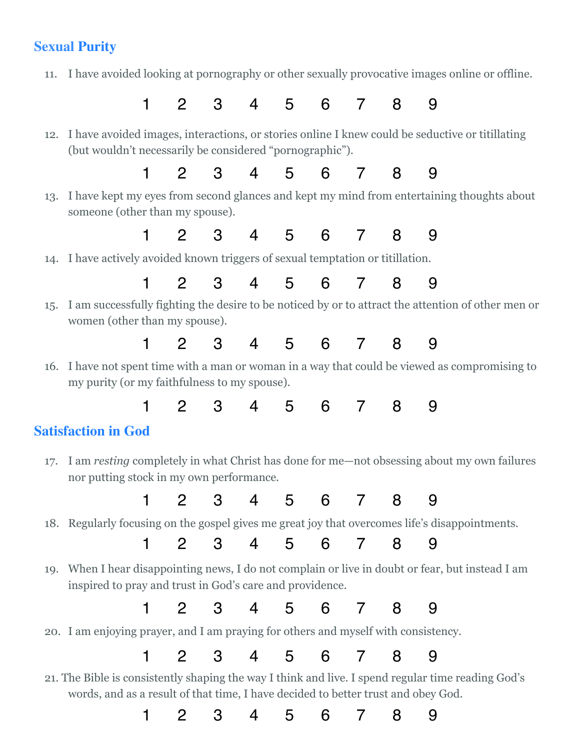## Sexual Purity

11. I have avoided looking at pornography or other sexually provocative images online or offline.

    1 2 3 4 5 6 7 8 9

12. I have avoided images, interactions, or stories online I knew could be seductive or titillating (but wouldn't necessarily be considered "pornographic").

    1 2 3 4 5 6 7 8 9

13. I have kept my eyes from second glances and kept my mind from entertaining thoughts about someone (other than my spouse).

    1 2 3 4 5 6 7 8 9

14. I have actively avoided known triggers of sexual temptation or titillation.

    1 2 3 4 5 6 7 8 9

15. I am successfully fighting the desire to be noticed by or to attract the attention of other men or women (other than my spouse).

    1 2 3 4 5 6 7 8 9

16. I have not spent time with a man or woman in a way that could be viewed as compromising to my purity (or my faithfulness to my spouse).

    1 2 3 4 5 6 7 8 9

## Satisfaction in God

17. I am *resting* completely in what Christ has done for me—not obsessing about my own failures nor putting stock in my own performance.

    1 2 3 4 5 6 7 8 9

18. Regularly focusing on the gospel gives me great joy that overcomes life's disappointments.

    1 2 3 4 5 6 7 8 9

19. When I hear disappointing news, I do not complain or live in doubt or fear, but instead I am inspired to pray and trust in God's care and providence.

    1 2 3 4 5 6 7 8 9

20. I am enjoying prayer, and I am praying for others and myself with consistency.

    1 2 3 4 5 6 7 8 9

21. The Bible is consistently shaping the way I think and live. I spend regular time reading God's words, and as a result of that time, I have decided to better trust and obey God.

    1 2 3 4 5 6 7 8 9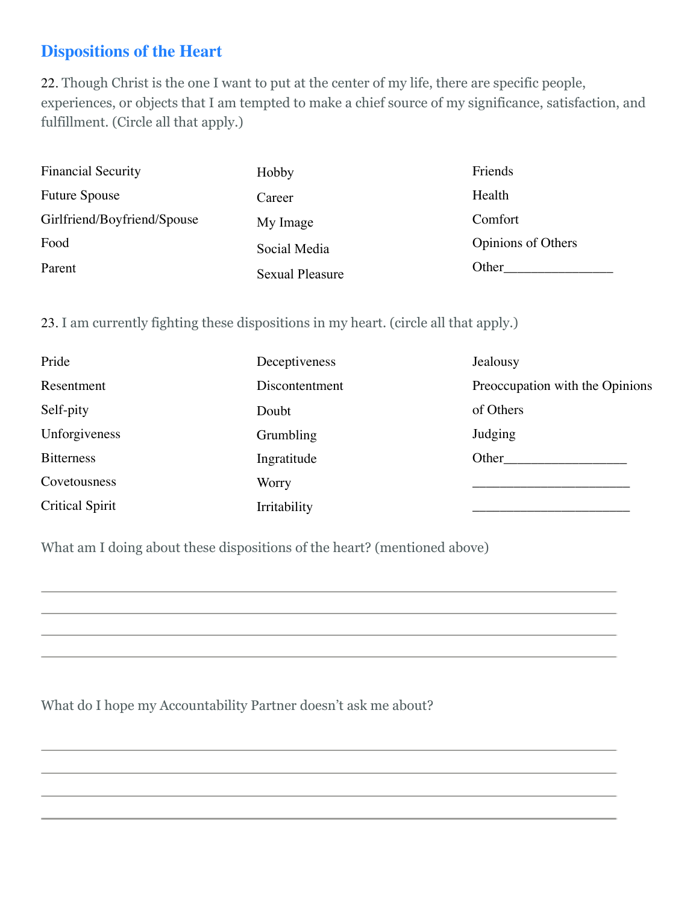## Dispositions of the Heart

22. Though Christ is the one I want to put at the center of my life, there are specific people, experiences, or objects that I am tempted to make a chief source of my significance, satisfaction, and fulfillment. (Circle all that apply.)

| | | |
|---|---|---|
| Financial Security | Hobby | Friends |
| Future Spouse | Career | Health |
| Girlfriend/Boyfriend/Spouse | My Image | Comfort |
| Food | Social Media | Opinions of Others |
| Parent | Sexual Pleasure | Other_______________ |

23. I am currently fighting these dispositions in my heart. (circle all that apply.)

| | | |
|---|---|---|
| Pride | Deceptiveness | Jealousy |
| Resentment | Discontentment | Preoccupation with the Opinions of Others |
| Self-pity | Doubt | Judging |
| Unforgiveness | Grumbling | Other_________________ |
| Bitterness | Ingratitude | ______________________ |
| Covetousness | Worry | ______________________ |
| Critical Spirit | Irritability | |

What am I doing about these dispositions of the heart? (mentioned above)

________________________________________________________________________________

________________________________________________________________________________

________________________________________________________________________________

________________________________________________________________________________

What do I hope my Accountability Partner doesn't ask me about?

________________________________________________________________________________

________________________________________________________________________________

________________________________________________________________________________

________________________________________________________________________________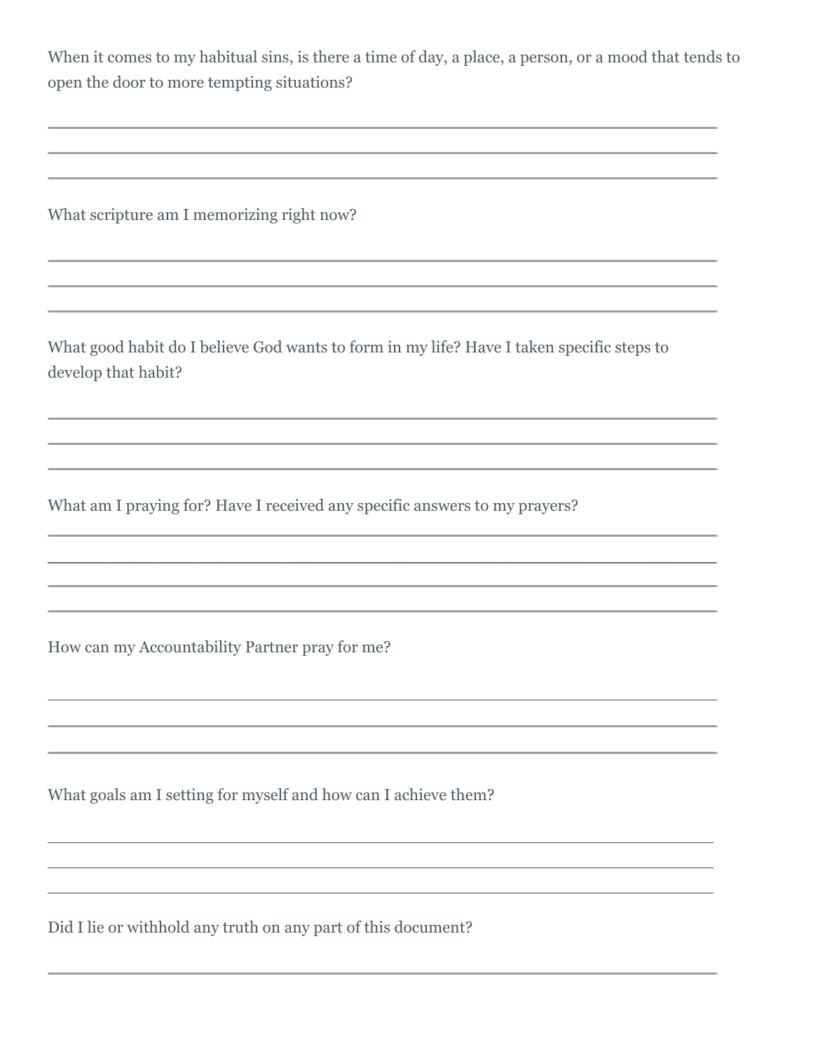When it comes to my habitual sins, is there a time of day, a place, a person, or a mood that tends to open the door to more tempting situations?

___

___

___

What scripture am I memorizing right now?

___

___

___

What good habit do I believe God wants to form in my life? Have I taken specific steps to develop that habit?

___

___

___

What am I praying for? Have I received any specific answers to my prayers?

___

___

___

___

How can my Accountability Partner pray for me?

___

___

___

What goals am I setting for myself and how can I achieve them?

___

___

___

Did I lie or withhold any truth on any part of this document?

___